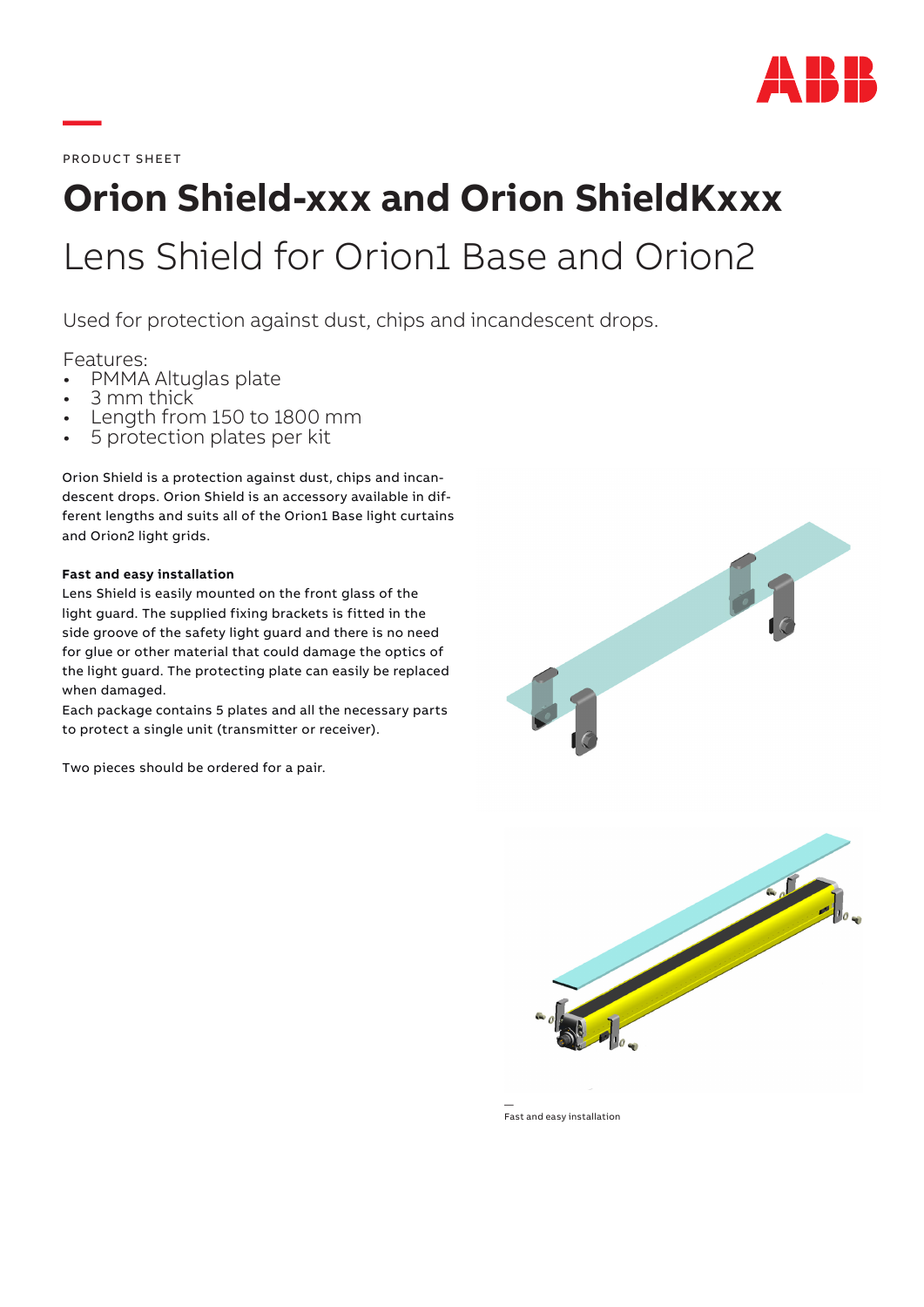PRODUCT SHEET

# Orion Shield-xxx and Orion ShieldKxxx

## Lens Shield for Orion1 Base and Orion2

Used for protection against dust, chips and incandescent drops.

Features:
- PMMA Altuglas plate
- 3 mm thick
- Length from 150 to 1800 mm
- 5 protection plates per kit

Orion Shield is a protection against dust, chips and incandescent drops. Orion Shield is an accessory available in different lengths and suits all of the Orion1 Base light curtains and Orion2 light grids.

**Fast and easy installation**

Lens Shield is easily mounted on the front glass of the light guard. The supplied fixing brackets is fitted in the side groove of the safety light guard and there is no need for glue or other material that could damage the optics of the light guard. The protecting plate can easily be replaced when damaged.

Each package contains 5 plates and all the necessary parts to protect a single unit (transmitter or receiver).

Two pieces should be ordered for a pair.

Fast and easy installation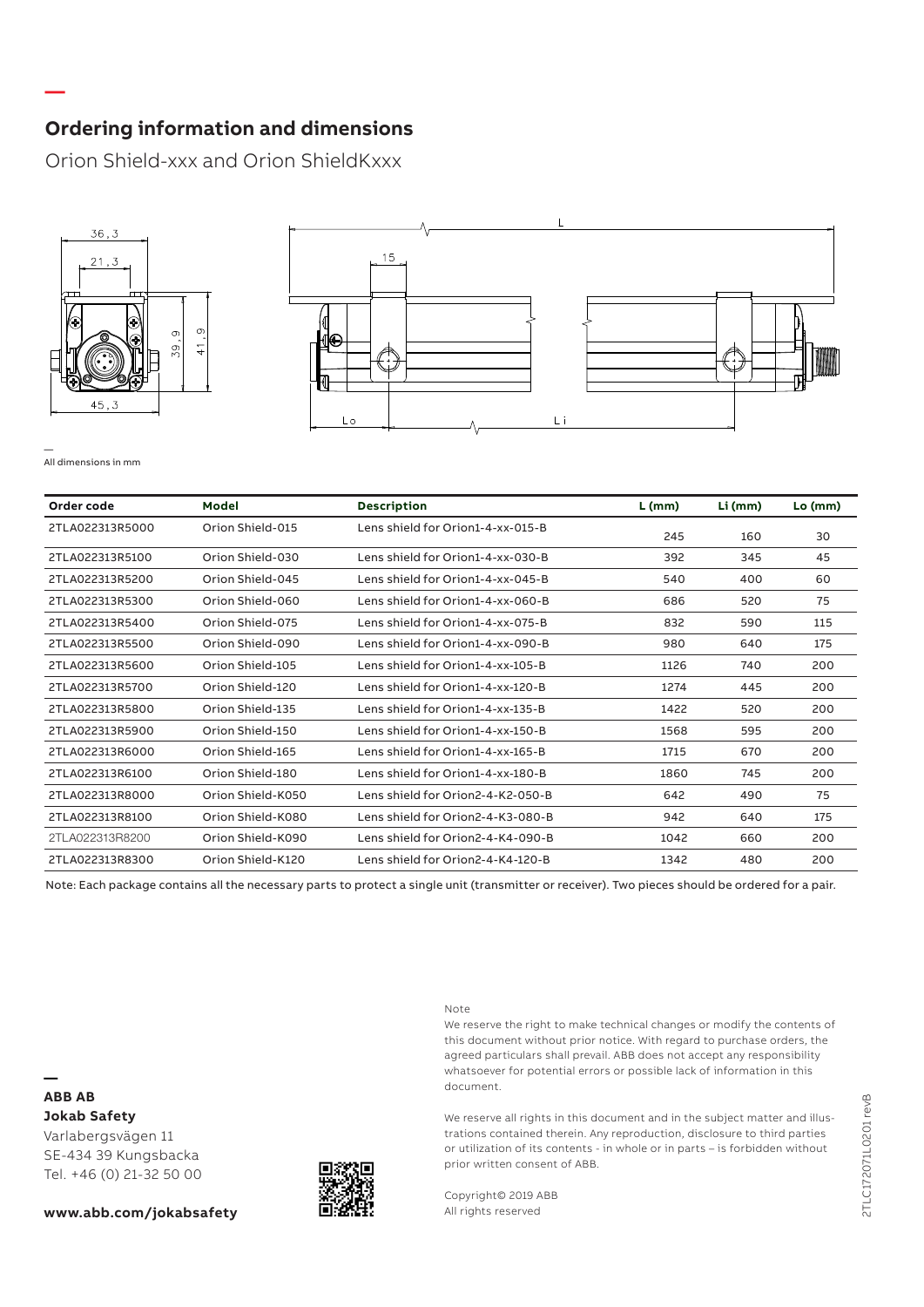## Ordering information and dimensions

Orion Shield-xxx and Orion ShieldKxxx

36,3

21,3

39,9

41,9

45,3

L

15

Lo

Li

All dimensions in mm

| Order code | Model | Description | L (mm) | Li (mm) | Lo (mm) |
|---|---|---|---|---|---|
| 2TLA022313R5000 | Orion Shield-015 | Lens shield for Orion1-4-xx-015-B | 245 | 160 | 30 |
| 2TLA022313R5100 | Orion Shield-030 | Lens shield for Orion1-4-xx-030-B | 392 | 345 | 45 |
| 2TLA022313R5200 | Orion Shield-045 | Lens shield for Orion1-4-xx-045-B | 540 | 400 | 60 |
| 2TLA022313R5300 | Orion Shield-060 | Lens shield for Orion1-4-xx-060-B | 686 | 520 | 75 |
| 2TLA022313R5400 | Orion Shield-075 | Lens shield for Orion1-4-xx-075-B | 832 | 590 | 115 |
| 2TLA022313R5500 | Orion Shield-090 | Lens shield for Orion1-4-xx-090-B | 980 | 640 | 175 |
| 2TLA022313R5600 | Orion Shield-105 | Lens shield for Orion1-4-xx-105-B | 1126 | 740 | 200 |
| 2TLA022313R5700 | Orion Shield-120 | Lens shield for Orion1-4-xx-120-B | 1274 | 445 | 200 |
| 2TLA022313R5800 | Orion Shield-135 | Lens shield for Orion1-4-xx-135-B | 1422 | 520 | 200 |
| 2TLA022313R5900 | Orion Shield-150 | Lens shield for Orion1-4-xx-150-B | 1568 | 595 | 200 |
| 2TLA022313R6000 | Orion Shield-165 | Lens shield for Orion1-4-xx-165-B | 1715 | 670 | 200 |
| 2TLA022313R6100 | Orion Shield-180 | Lens shield for Orion1-4-xx-180-B | 1860 | 745 | 200 |
| 2TLA022313R8000 | Orion Shield-K050 | Lens shield for Orion2-4-K2-050-B | 642 | 490 | 75 |
| 2TLA022313R8100 | Orion Shield-K080 | Lens shield for Orion2-4-K3-080-B | 942 | 640 | 175 |
| 2TLA022313R8200 | Orion Shield-K090 | Lens shield for Orion2-4-K4-090-B | 1042 | 660 | 200 |
| 2TLA022313R8300 | Orion Shield-K120 | Lens shield for Orion2-4-K4-120-B | 1342 | 480 | 200 |

Note: Each package contains all the necessary parts to protect a single unit (transmitter or receiver). Two pieces should be ordered for a pair.

**ABB AB**
**Jokab Safety**
Varlabergsvägen 11
SE-434 39 Kungsbacka
Tel. +46 (0) 21-32 50 00

**www.abb.com/jokabsafety**

Note

We reserve the right to make technical changes or modify the contents of this document without prior notice. With regard to purchase orders, the agreed particulars shall prevail. ABB does not accept any responsibility whatsoever for potential errors or possible lack of information in this document.

We reserve all rights in this document and in the subject matter and illustrations contained therein. Any reproduction, disclosure to third parties or utilization of its contents - in whole or in parts – is forbidden without prior written consent of ABB.

Copyright© 2019 ABB
All rights reserved

2TLC172071L0201 revB